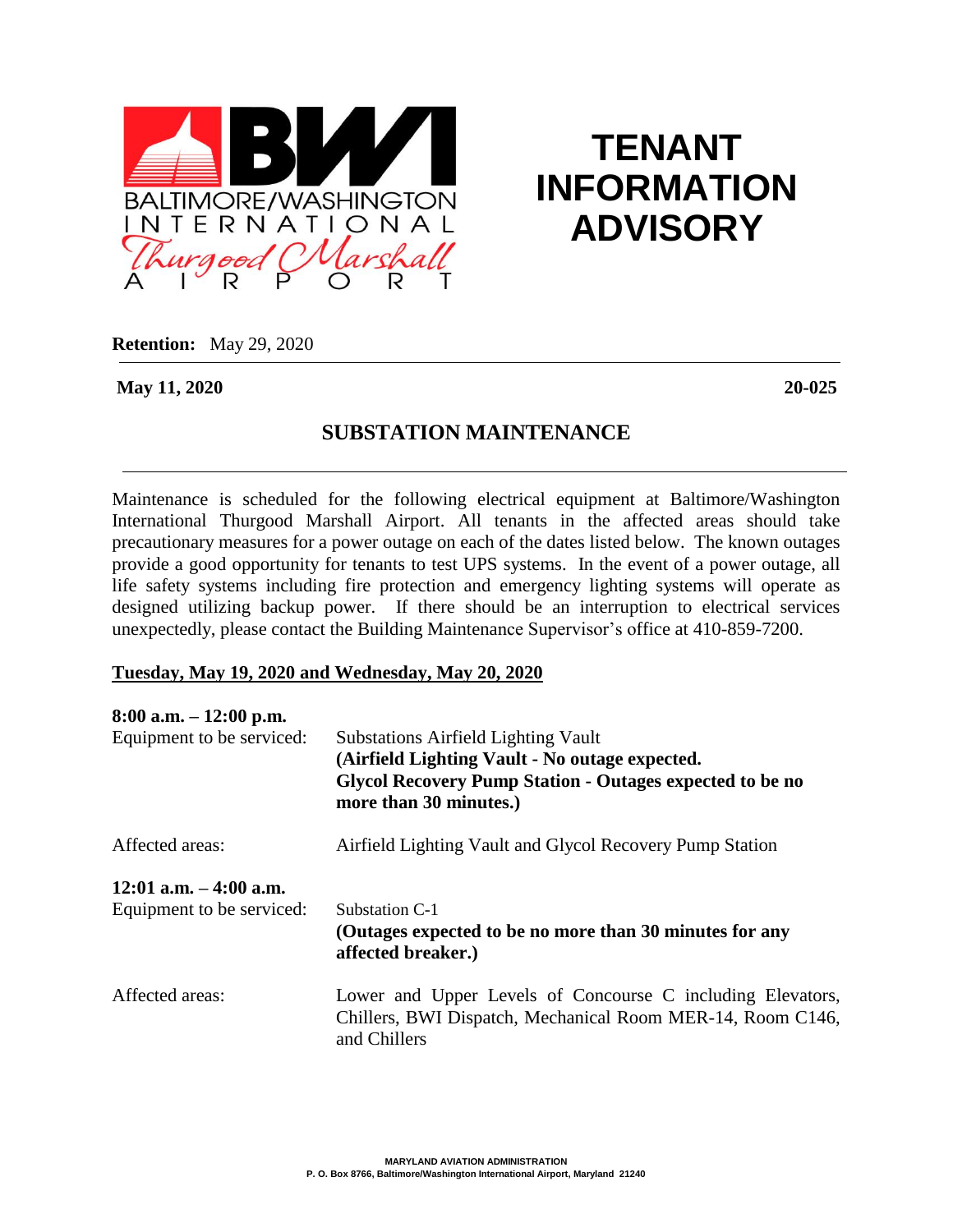BALTIMORE/WASHINGTON INTERNATIONAL Thurgood Marshall AIRPORT

# TENANT INFORMATION ADVISORY

**Retention:** May 29, 2020

**May 11, 2020** **20-025**

## SUBSTATION MAINTENANCE

Maintenance is scheduled for the following electrical equipment at Baltimore/Washington International Thurgood Marshall Airport. All tenants in the affected areas should take precautionary measures for a power outage on each of the dates listed below. The known outages provide a good opportunity for tenants to test UPS systems. In the event of a power outage, all life safety systems including fire protection and emergency lighting systems will operate as designed utilizing backup power. If there should be an interruption to electrical services unexpectedly, please contact the Building Maintenance Supervisor's office at 410-859-7200.

**Tuesday, May 19, 2020 and Wednesday, May 20, 2020**

**8:00 a.m. – 12:00 p.m.**

Equipment to be serviced: Substations Airfield Lighting Vault
**(Airfield Lighting Vault - No outage expected.**
**Glycol Recovery Pump Station - Outages expected to be no more than 30 minutes.)**

Affected areas: Airfield Lighting Vault and Glycol Recovery Pump Station

**12:01 a.m. – 4:00 a.m.**

Equipment to be serviced: Substation C-1
**(Outages expected to be no more than 30 minutes for any affected breaker.)**

Affected areas: Lower and Upper Levels of Concourse C including Elevators, Chillers, BWI Dispatch, Mechanical Room MER-14, Room C146, and Chillers

MARYLAND AVIATION ADMINISTRATION
P. O. Box 8766, Baltimore/Washington International Airport, Maryland 21240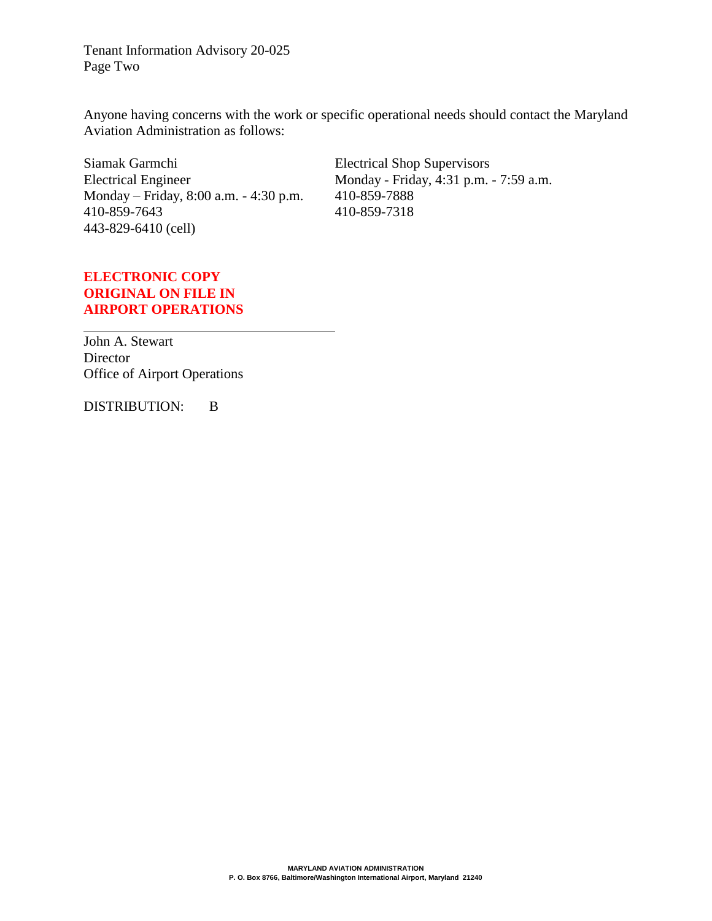Anyone having concerns with the work or specific operational needs should contact the Maryland Aviation Administration as follows:

Siamak Garmchi
Electrical Engineer
Monday – Friday, 8:00 a.m. - 4:30 p.m.
410-859-7643
443-829-6410 (cell)

Electrical Shop Supervisors
Monday - Friday, 4:31 p.m. - 7:59 a.m.
410-859-7888
410-859-7318

**ELECTRONIC COPY**
**ORIGINAL ON FILE IN**
**AIRPORT OPERATIONS**

John A. Stewart
Director
Office of Airport Operations

DISTRIBUTION: B

**MARYLAND AVIATION ADMINISTRATION**
**P. O. Box 8766, Baltimore/Washington International Airport, Maryland 21240**